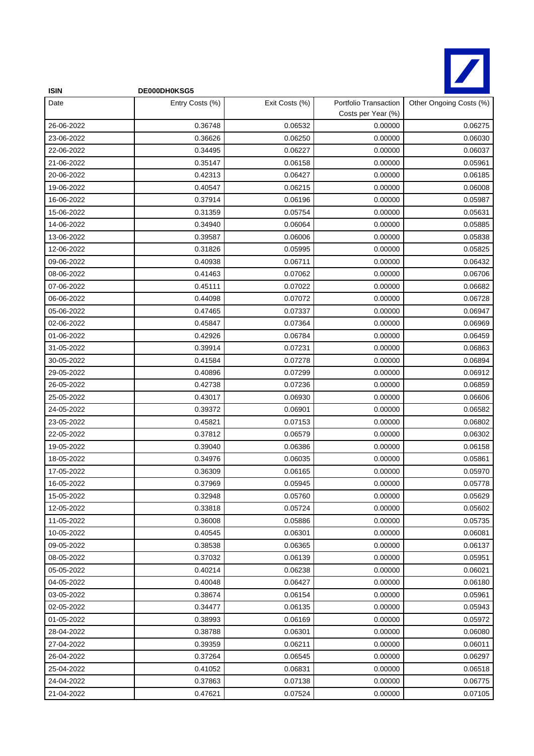**ISIN** DE000DH0KSG5

| Date | Entry Costs (%) | Exit Costs (%) | Portfolio Transaction Costs per Year (%) | Other Ongoing Costs (%) |
|---|---|---|---|---|
| 26-06-2022 | 0.36748 | 0.06532 | 0.00000 | 0.06275 |
| 23-06-2022 | 0.36626 | 0.06250 | 0.00000 | 0.06030 |
| 22-06-2022 | 0.34495 | 0.06227 | 0.00000 | 0.06037 |
| 21-06-2022 | 0.35147 | 0.06158 | 0.00000 | 0.05961 |
| 20-06-2022 | 0.42313 | 0.06427 | 0.00000 | 0.06185 |
| 19-06-2022 | 0.40547 | 0.06215 | 0.00000 | 0.06008 |
| 16-06-2022 | 0.37914 | 0.06196 | 0.00000 | 0.05987 |
| 15-06-2022 | 0.31359 | 0.05754 | 0.00000 | 0.05631 |
| 14-06-2022 | 0.34940 | 0.06064 | 0.00000 | 0.05885 |
| 13-06-2022 | 0.39587 | 0.06006 | 0.00000 | 0.05838 |
| 12-06-2022 | 0.31826 | 0.05995 | 0.00000 | 0.05825 |
| 09-06-2022 | 0.40938 | 0.06711 | 0.00000 | 0.06432 |
| 08-06-2022 | 0.41463 | 0.07062 | 0.00000 | 0.06706 |
| 07-06-2022 | 0.45111 | 0.07022 | 0.00000 | 0.06682 |
| 06-06-2022 | 0.44098 | 0.07072 | 0.00000 | 0.06728 |
| 05-06-2022 | 0.47465 | 0.07337 | 0.00000 | 0.06947 |
| 02-06-2022 | 0.45847 | 0.07364 | 0.00000 | 0.06969 |
| 01-06-2022 | 0.42926 | 0.06784 | 0.00000 | 0.06459 |
| 31-05-2022 | 0.39914 | 0.07231 | 0.00000 | 0.06863 |
| 30-05-2022 | 0.41584 | 0.07278 | 0.00000 | 0.06894 |
| 29-05-2022 | 0.40896 | 0.07299 | 0.00000 | 0.06912 |
| 26-05-2022 | 0.42738 | 0.07236 | 0.00000 | 0.06859 |
| 25-05-2022 | 0.43017 | 0.06930 | 0.00000 | 0.06606 |
| 24-05-2022 | 0.39372 | 0.06901 | 0.00000 | 0.06582 |
| 23-05-2022 | 0.45821 | 0.07153 | 0.00000 | 0.06802 |
| 22-05-2022 | 0.37812 | 0.06579 | 0.00000 | 0.06302 |
| 19-05-2022 | 0.39040 | 0.06386 | 0.00000 | 0.06158 |
| 18-05-2022 | 0.34976 | 0.06035 | 0.00000 | 0.05861 |
| 17-05-2022 | 0.36309 | 0.06165 | 0.00000 | 0.05970 |
| 16-05-2022 | 0.37969 | 0.05945 | 0.00000 | 0.05778 |
| 15-05-2022 | 0.32948 | 0.05760 | 0.00000 | 0.05629 |
| 12-05-2022 | 0.33818 | 0.05724 | 0.00000 | 0.05602 |
| 11-05-2022 | 0.36008 | 0.05886 | 0.00000 | 0.05735 |
| 10-05-2022 | 0.40545 | 0.06301 | 0.00000 | 0.06081 |
| 09-05-2022 | 0.38538 | 0.06365 | 0.00000 | 0.06137 |
| 08-05-2022 | 0.37032 | 0.06139 | 0.00000 | 0.05951 |
| 05-05-2022 | 0.40214 | 0.06238 | 0.00000 | 0.06021 |
| 04-05-2022 | 0.40048 | 0.06427 | 0.00000 | 0.06180 |
| 03-05-2022 | 0.38674 | 0.06154 | 0.00000 | 0.05961 |
| 02-05-2022 | 0.34477 | 0.06135 | 0.00000 | 0.05943 |
| 01-05-2022 | 0.38993 | 0.06169 | 0.00000 | 0.05972 |
| 28-04-2022 | 0.38788 | 0.06301 | 0.00000 | 0.06080 |
| 27-04-2022 | 0.39359 | 0.06211 | 0.00000 | 0.06011 |
| 26-04-2022 | 0.37264 | 0.06545 | 0.00000 | 0.06297 |
| 25-04-2022 | 0.41052 | 0.06831 | 0.00000 | 0.06518 |
| 24-04-2022 | 0.37863 | 0.07138 | 0.00000 | 0.06775 |
| 21-04-2022 | 0.47621 | 0.07524 | 0.00000 | 0.07105 |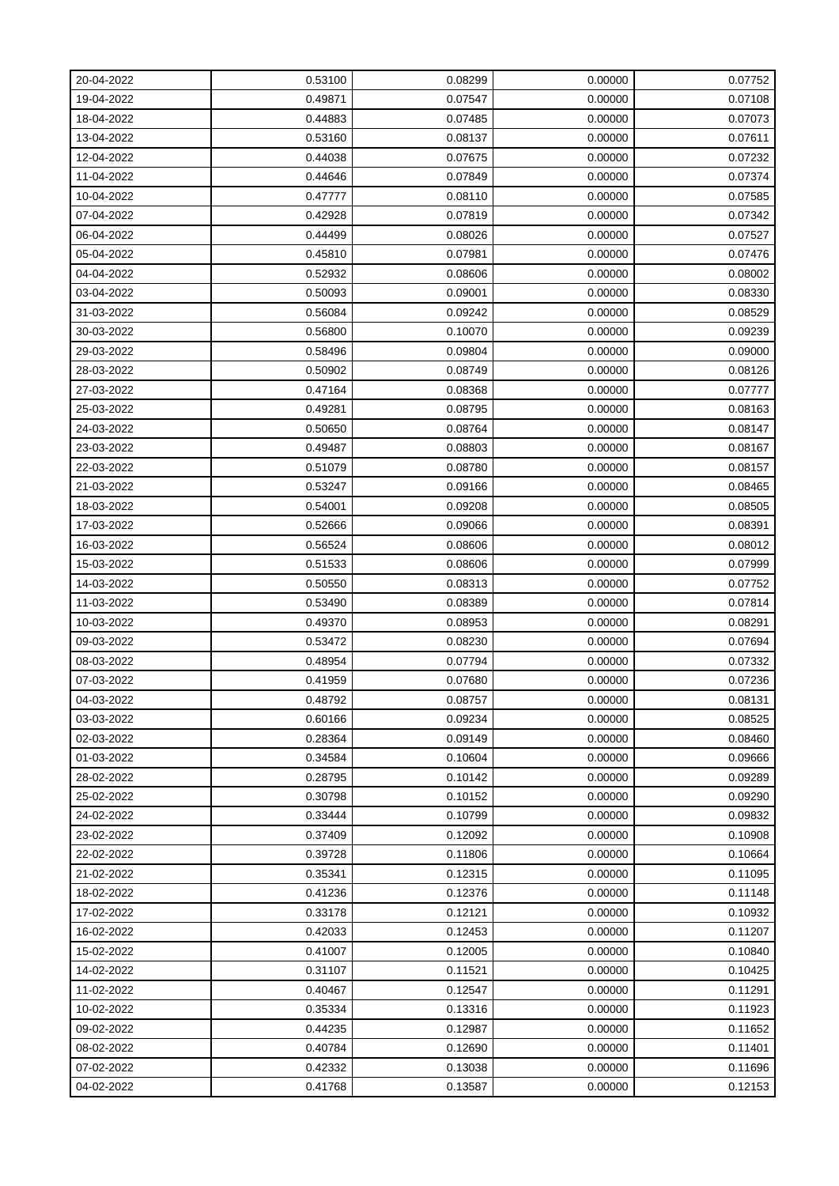| 20-04-2022 | 0.53100 | 0.08299 | 0.00000 | 0.07752 |
|---|---|---|---|---|
| 19-04-2022 | 0.49871 | 0.07547 | 0.00000 | 0.07108 |
| 18-04-2022 | 0.44883 | 0.07485 | 0.00000 | 0.07073 |
| 13-04-2022 | 0.53160 | 0.08137 | 0.00000 | 0.07611 |
| 12-04-2022 | 0.44038 | 0.07675 | 0.00000 | 0.07232 |
| 11-04-2022 | 0.44646 | 0.07849 | 0.00000 | 0.07374 |
| 10-04-2022 | 0.47777 | 0.08110 | 0.00000 | 0.07585 |
| 07-04-2022 | 0.42928 | 0.07819 | 0.00000 | 0.07342 |
| 06-04-2022 | 0.44499 | 0.08026 | 0.00000 | 0.07527 |
| 05-04-2022 | 0.45810 | 0.07981 | 0.00000 | 0.07476 |
| 04-04-2022 | 0.52932 | 0.08606 | 0.00000 | 0.08002 |
| 03-04-2022 | 0.50093 | 0.09001 | 0.00000 | 0.08330 |
| 31-03-2022 | 0.56084 | 0.09242 | 0.00000 | 0.08529 |
| 30-03-2022 | 0.56800 | 0.10070 | 0.00000 | 0.09239 |
| 29-03-2022 | 0.58496 | 0.09804 | 0.00000 | 0.09000 |
| 28-03-2022 | 0.50902 | 0.08749 | 0.00000 | 0.08126 |
| 27-03-2022 | 0.47164 | 0.08368 | 0.00000 | 0.07777 |
| 25-03-2022 | 0.49281 | 0.08795 | 0.00000 | 0.08163 |
| 24-03-2022 | 0.50650 | 0.08764 | 0.00000 | 0.08147 |
| 23-03-2022 | 0.49487 | 0.08803 | 0.00000 | 0.08167 |
| 22-03-2022 | 0.51079 | 0.08780 | 0.00000 | 0.08157 |
| 21-03-2022 | 0.53247 | 0.09166 | 0.00000 | 0.08465 |
| 18-03-2022 | 0.54001 | 0.09208 | 0.00000 | 0.08505 |
| 17-03-2022 | 0.52666 | 0.09066 | 0.00000 | 0.08391 |
| 16-03-2022 | 0.56524 | 0.08606 | 0.00000 | 0.08012 |
| 15-03-2022 | 0.51533 | 0.08606 | 0.00000 | 0.07999 |
| 14-03-2022 | 0.50550 | 0.08313 | 0.00000 | 0.07752 |
| 11-03-2022 | 0.53490 | 0.08389 | 0.00000 | 0.07814 |
| 10-03-2022 | 0.49370 | 0.08953 | 0.00000 | 0.08291 |
| 09-03-2022 | 0.53472 | 0.08230 | 0.00000 | 0.07694 |
| 08-03-2022 | 0.48954 | 0.07794 | 0.00000 | 0.07332 |
| 07-03-2022 | 0.41959 | 0.07680 | 0.00000 | 0.07236 |
| 04-03-2022 | 0.48792 | 0.08757 | 0.00000 | 0.08131 |
| 03-03-2022 | 0.60166 | 0.09234 | 0.00000 | 0.08525 |
| 02-03-2022 | 0.28364 | 0.09149 | 0.00000 | 0.08460 |
| 01-03-2022 | 0.34584 | 0.10604 | 0.00000 | 0.09666 |
| 28-02-2022 | 0.28795 | 0.10142 | 0.00000 | 0.09289 |
| 25-02-2022 | 0.30798 | 0.10152 | 0.00000 | 0.09290 |
| 24-02-2022 | 0.33444 | 0.10799 | 0.00000 | 0.09832 |
| 23-02-2022 | 0.37409 | 0.12092 | 0.00000 | 0.10908 |
| 22-02-2022 | 0.39728 | 0.11806 | 0.00000 | 0.10664 |
| 21-02-2022 | 0.35341 | 0.12315 | 0.00000 | 0.11095 |
| 18-02-2022 | 0.41236 | 0.12376 | 0.00000 | 0.11148 |
| 17-02-2022 | 0.33178 | 0.12121 | 0.00000 | 0.10932 |
| 16-02-2022 | 0.42033 | 0.12453 | 0.00000 | 0.11207 |
| 15-02-2022 | 0.41007 | 0.12005 | 0.00000 | 0.10840 |
| 14-02-2022 | 0.31107 | 0.11521 | 0.00000 | 0.10425 |
| 11-02-2022 | 0.40467 | 0.12547 | 0.00000 | 0.11291 |
| 10-02-2022 | 0.35334 | 0.13316 | 0.00000 | 0.11923 |
| 09-02-2022 | 0.44235 | 0.12987 | 0.00000 | 0.11652 |
| 08-02-2022 | 0.40784 | 0.12690 | 0.00000 | 0.11401 |
| 07-02-2022 | 0.42332 | 0.13038 | 0.00000 | 0.11696 |
| 04-02-2022 | 0.41768 | 0.13587 | 0.00000 | 0.12153 |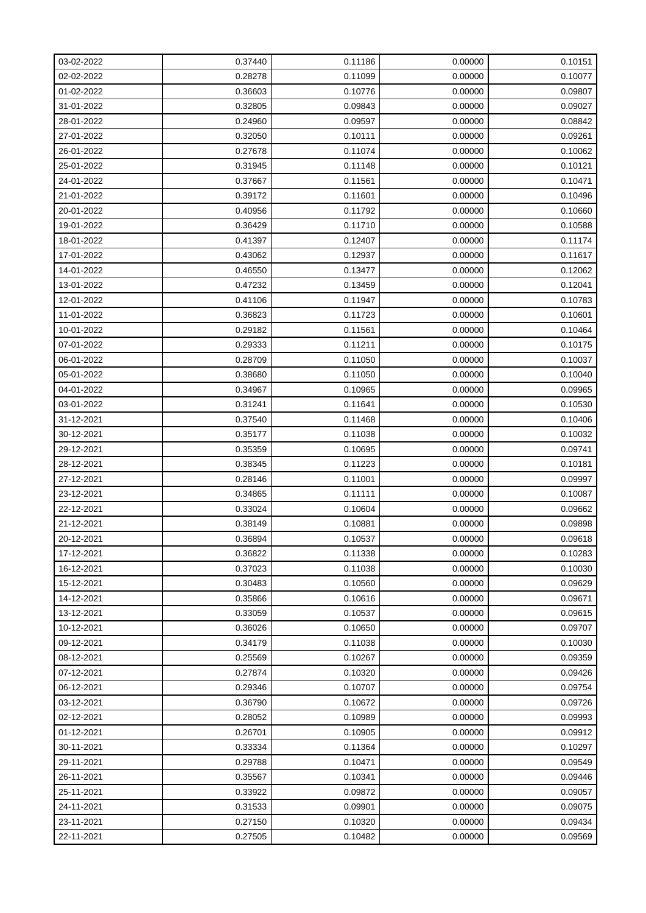| 03-02-2022 | 0.37440 | 0.11186 | 0.00000 | 0.10151 |
|---|---|---|---|---|
| 02-02-2022 | 0.28278 | 0.11099 | 0.00000 | 0.10077 |
| 01-02-2022 | 0.36603 | 0.10776 | 0.00000 | 0.09807 |
| 31-01-2022 | 0.32805 | 0.09843 | 0.00000 | 0.09027 |
| 28-01-2022 | 0.24960 | 0.09597 | 0.00000 | 0.08842 |
| 27-01-2022 | 0.32050 | 0.10111 | 0.00000 | 0.09261 |
| 26-01-2022 | 0.27678 | 0.11074 | 0.00000 | 0.10062 |
| 25-01-2022 | 0.31945 | 0.11148 | 0.00000 | 0.10121 |
| 24-01-2022 | 0.37667 | 0.11561 | 0.00000 | 0.10471 |
| 21-01-2022 | 0.39172 | 0.11601 | 0.00000 | 0.10496 |
| 20-01-2022 | 0.40956 | 0.11792 | 0.00000 | 0.10660 |
| 19-01-2022 | 0.36429 | 0.11710 | 0.00000 | 0.10588 |
| 18-01-2022 | 0.41397 | 0.12407 | 0.00000 | 0.11174 |
| 17-01-2022 | 0.43062 | 0.12937 | 0.00000 | 0.11617 |
| 14-01-2022 | 0.46550 | 0.13477 | 0.00000 | 0.12062 |
| 13-01-2022 | 0.47232 | 0.13459 | 0.00000 | 0.12041 |
| 12-01-2022 | 0.41106 | 0.11947 | 0.00000 | 0.10783 |
| 11-01-2022 | 0.36823 | 0.11723 | 0.00000 | 0.10601 |
| 10-01-2022 | 0.29182 | 0.11561 | 0.00000 | 0.10464 |
| 07-01-2022 | 0.29333 | 0.11211 | 0.00000 | 0.10175 |
| 06-01-2022 | 0.28709 | 0.11050 | 0.00000 | 0.10037 |
| 05-01-2022 | 0.38680 | 0.11050 | 0.00000 | 0.10040 |
| 04-01-2022 | 0.34967 | 0.10965 | 0.00000 | 0.09965 |
| 03-01-2022 | 0.31241 | 0.11641 | 0.00000 | 0.10530 |
| 31-12-2021 | 0.37540 | 0.11468 | 0.00000 | 0.10406 |
| 30-12-2021 | 0.35177 | 0.11038 | 0.00000 | 0.10032 |
| 29-12-2021 | 0.35359 | 0.10695 | 0.00000 | 0.09741 |
| 28-12-2021 | 0.38345 | 0.11223 | 0.00000 | 0.10181 |
| 27-12-2021 | 0.28146 | 0.11001 | 0.00000 | 0.09997 |
| 23-12-2021 | 0.34865 | 0.11111 | 0.00000 | 0.10087 |
| 22-12-2021 | 0.33024 | 0.10604 | 0.00000 | 0.09662 |
| 21-12-2021 | 0.38149 | 0.10881 | 0.00000 | 0.09898 |
| 20-12-2021 | 0.36894 | 0.10537 | 0.00000 | 0.09618 |
| 17-12-2021 | 0.36822 | 0.11338 | 0.00000 | 0.10283 |
| 16-12-2021 | 0.37023 | 0.11038 | 0.00000 | 0.10030 |
| 15-12-2021 | 0.30483 | 0.10560 | 0.00000 | 0.09629 |
| 14-12-2021 | 0.35866 | 0.10616 | 0.00000 | 0.09671 |
| 13-12-2021 | 0.33059 | 0.10537 | 0.00000 | 0.09615 |
| 10-12-2021 | 0.36026 | 0.10650 | 0.00000 | 0.09707 |
| 09-12-2021 | 0.34179 | 0.11038 | 0.00000 | 0.10030 |
| 08-12-2021 | 0.25569 | 0.10267 | 0.00000 | 0.09359 |
| 07-12-2021 | 0.27874 | 0.10320 | 0.00000 | 0.09426 |
| 06-12-2021 | 0.29346 | 0.10707 | 0.00000 | 0.09754 |
| 03-12-2021 | 0.36790 | 0.10672 | 0.00000 | 0.09726 |
| 02-12-2021 | 0.28052 | 0.10989 | 0.00000 | 0.09993 |
| 01-12-2021 | 0.26701 | 0.10905 | 0.00000 | 0.09912 |
| 30-11-2021 | 0.33334 | 0.11364 | 0.00000 | 0.10297 |
| 29-11-2021 | 0.29788 | 0.10471 | 0.00000 | 0.09549 |
| 26-11-2021 | 0.35567 | 0.10341 | 0.00000 | 0.09446 |
| 25-11-2021 | 0.33922 | 0.09872 | 0.00000 | 0.09057 |
| 24-11-2021 | 0.31533 | 0.09901 | 0.00000 | 0.09075 |
| 23-11-2021 | 0.27150 | 0.10320 | 0.00000 | 0.09434 |
| 22-11-2021 | 0.27505 | 0.10482 | 0.00000 | 0.09569 |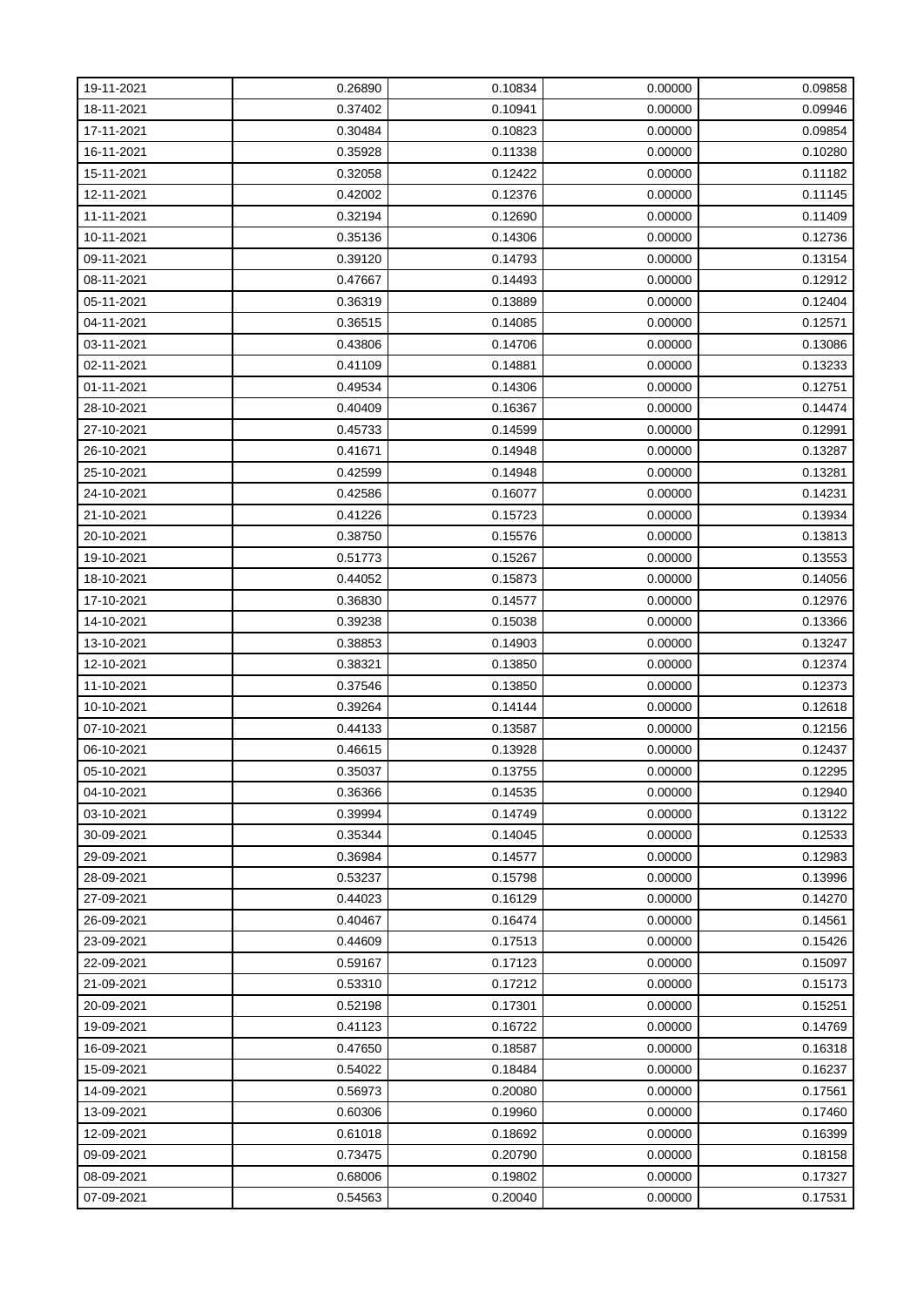| 19-11-2021 | 0.26890 | 0.10834 | 0.00000 | 0.09858 |
|---|---|---|---|---|
| 18-11-2021 | 0.37402 | 0.10941 | 0.00000 | 0.09946 |
| 17-11-2021 | 0.30484 | 0.10823 | 0.00000 | 0.09854 |
| 16-11-2021 | 0.35928 | 0.11338 | 0.00000 | 0.10280 |
| 15-11-2021 | 0.32058 | 0.12422 | 0.00000 | 0.11182 |
| 12-11-2021 | 0.42002 | 0.12376 | 0.00000 | 0.11145 |
| 11-11-2021 | 0.32194 | 0.12690 | 0.00000 | 0.11409 |
| 10-11-2021 | 0.35136 | 0.14306 | 0.00000 | 0.12736 |
| 09-11-2021 | 0.39120 | 0.14793 | 0.00000 | 0.13154 |
| 08-11-2021 | 0.47667 | 0.14493 | 0.00000 | 0.12912 |
| 05-11-2021 | 0.36319 | 0.13889 | 0.00000 | 0.12404 |
| 04-11-2021 | 0.36515 | 0.14085 | 0.00000 | 0.12571 |
| 03-11-2021 | 0.43806 | 0.14706 | 0.00000 | 0.13086 |
| 02-11-2021 | 0.41109 | 0.14881 | 0.00000 | 0.13233 |
| 01-11-2021 | 0.49534 | 0.14306 | 0.00000 | 0.12751 |
| 28-10-2021 | 0.40409 | 0.16367 | 0.00000 | 0.14474 |
| 27-10-2021 | 0.45733 | 0.14599 | 0.00000 | 0.12991 |
| 26-10-2021 | 0.41671 | 0.14948 | 0.00000 | 0.13287 |
| 25-10-2021 | 0.42599 | 0.14948 | 0.00000 | 0.13281 |
| 24-10-2021 | 0.42586 | 0.16077 | 0.00000 | 0.14231 |
| 21-10-2021 | 0.41226 | 0.15723 | 0.00000 | 0.13934 |
| 20-10-2021 | 0.38750 | 0.15576 | 0.00000 | 0.13813 |
| 19-10-2021 | 0.51773 | 0.15267 | 0.00000 | 0.13553 |
| 18-10-2021 | 0.44052 | 0.15873 | 0.00000 | 0.14056 |
| 17-10-2021 | 0.36830 | 0.14577 | 0.00000 | 0.12976 |
| 14-10-2021 | 0.39238 | 0.15038 | 0.00000 | 0.13366 |
| 13-10-2021 | 0.38853 | 0.14903 | 0.00000 | 0.13247 |
| 12-10-2021 | 0.38321 | 0.13850 | 0.00000 | 0.12374 |
| 11-10-2021 | 0.37546 | 0.13850 | 0.00000 | 0.12373 |
| 10-10-2021 | 0.39264 | 0.14144 | 0.00000 | 0.12618 |
| 07-10-2021 | 0.44133 | 0.13587 | 0.00000 | 0.12156 |
| 06-10-2021 | 0.46615 | 0.13928 | 0.00000 | 0.12437 |
| 05-10-2021 | 0.35037 | 0.13755 | 0.00000 | 0.12295 |
| 04-10-2021 | 0.36366 | 0.14535 | 0.00000 | 0.12940 |
| 03-10-2021 | 0.39994 | 0.14749 | 0.00000 | 0.13122 |
| 30-09-2021 | 0.35344 | 0.14045 | 0.00000 | 0.12533 |
| 29-09-2021 | 0.36984 | 0.14577 | 0.00000 | 0.12983 |
| 28-09-2021 | 0.53237 | 0.15798 | 0.00000 | 0.13996 |
| 27-09-2021 | 0.44023 | 0.16129 | 0.00000 | 0.14270 |
| 26-09-2021 | 0.40467 | 0.16474 | 0.00000 | 0.14561 |
| 23-09-2021 | 0.44609 | 0.17513 | 0.00000 | 0.15426 |
| 22-09-2021 | 0.59167 | 0.17123 | 0.00000 | 0.15097 |
| 21-09-2021 | 0.53310 | 0.17212 | 0.00000 | 0.15173 |
| 20-09-2021 | 0.52198 | 0.17301 | 0.00000 | 0.15251 |
| 19-09-2021 | 0.41123 | 0.16722 | 0.00000 | 0.14769 |
| 16-09-2021 | 0.47650 | 0.18587 | 0.00000 | 0.16318 |
| 15-09-2021 | 0.54022 | 0.18484 | 0.00000 | 0.16237 |
| 14-09-2021 | 0.56973 | 0.20080 | 0.00000 | 0.17561 |
| 13-09-2021 | 0.60306 | 0.19960 | 0.00000 | 0.17460 |
| 12-09-2021 | 0.61018 | 0.18692 | 0.00000 | 0.16399 |
| 09-09-2021 | 0.73475 | 0.20790 | 0.00000 | 0.18158 |
| 08-09-2021 | 0.68006 | 0.19802 | 0.00000 | 0.17327 |
| 07-09-2021 | 0.54563 | 0.20040 | 0.00000 | 0.17531 |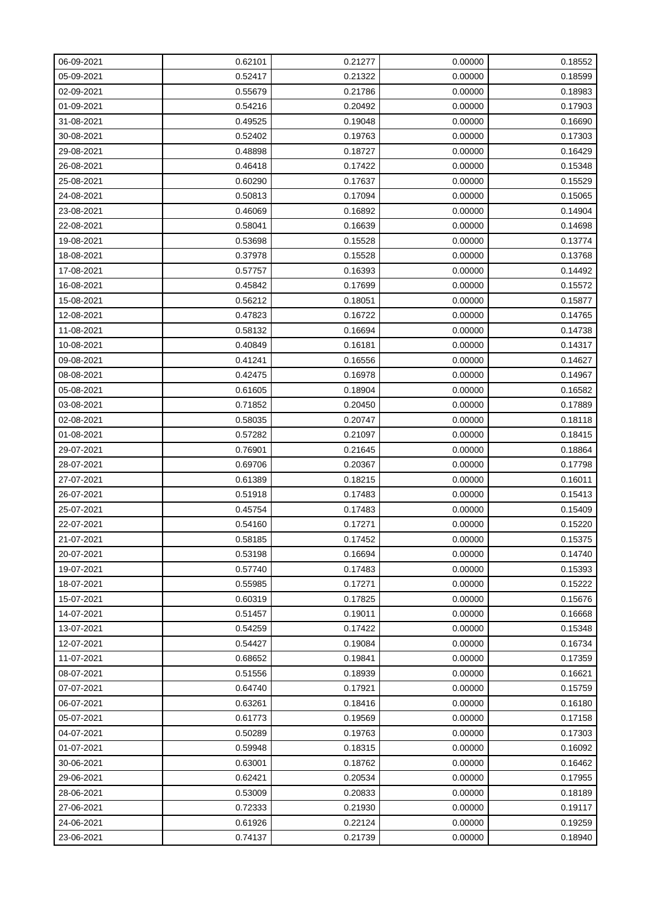| 06-09-2021 | 0.62101 | 0.21277 | 0.00000 | 0.18552 |
|---|---|---|---|---|
| 05-09-2021 | 0.52417 | 0.21322 | 0.00000 | 0.18599 |
| 02-09-2021 | 0.55679 | 0.21786 | 0.00000 | 0.18983 |
| 01-09-2021 | 0.54216 | 0.20492 | 0.00000 | 0.17903 |
| 31-08-2021 | 0.49525 | 0.19048 | 0.00000 | 0.16690 |
| 30-08-2021 | 0.52402 | 0.19763 | 0.00000 | 0.17303 |
| 29-08-2021 | 0.48898 | 0.18727 | 0.00000 | 0.16429 |
| 26-08-2021 | 0.46418 | 0.17422 | 0.00000 | 0.15348 |
| 25-08-2021 | 0.60290 | 0.17637 | 0.00000 | 0.15529 |
| 24-08-2021 | 0.50813 | 0.17094 | 0.00000 | 0.15065 |
| 23-08-2021 | 0.46069 | 0.16892 | 0.00000 | 0.14904 |
| 22-08-2021 | 0.58041 | 0.16639 | 0.00000 | 0.14698 |
| 19-08-2021 | 0.53698 | 0.15528 | 0.00000 | 0.13774 |
| 18-08-2021 | 0.37978 | 0.15528 | 0.00000 | 0.13768 |
| 17-08-2021 | 0.57757 | 0.16393 | 0.00000 | 0.14492 |
| 16-08-2021 | 0.45842 | 0.17699 | 0.00000 | 0.15572 |
| 15-08-2021 | 0.56212 | 0.18051 | 0.00000 | 0.15877 |
| 12-08-2021 | 0.47823 | 0.16722 | 0.00000 | 0.14765 |
| 11-08-2021 | 0.58132 | 0.16694 | 0.00000 | 0.14738 |
| 10-08-2021 | 0.40849 | 0.16181 | 0.00000 | 0.14317 |
| 09-08-2021 | 0.41241 | 0.16556 | 0.00000 | 0.14627 |
| 08-08-2021 | 0.42475 | 0.16978 | 0.00000 | 0.14967 |
| 05-08-2021 | 0.61605 | 0.18904 | 0.00000 | 0.16582 |
| 03-08-2021 | 0.71852 | 0.20450 | 0.00000 | 0.17889 |
| 02-08-2021 | 0.58035 | 0.20747 | 0.00000 | 0.18118 |
| 01-08-2021 | 0.57282 | 0.21097 | 0.00000 | 0.18415 |
| 29-07-2021 | 0.76901 | 0.21645 | 0.00000 | 0.18864 |
| 28-07-2021 | 0.69706 | 0.20367 | 0.00000 | 0.17798 |
| 27-07-2021 | 0.61389 | 0.18215 | 0.00000 | 0.16011 |
| 26-07-2021 | 0.51918 | 0.17483 | 0.00000 | 0.15413 |
| 25-07-2021 | 0.45754 | 0.17483 | 0.00000 | 0.15409 |
| 22-07-2021 | 0.54160 | 0.17271 | 0.00000 | 0.15220 |
| 21-07-2021 | 0.58185 | 0.17452 | 0.00000 | 0.15375 |
| 20-07-2021 | 0.53198 | 0.16694 | 0.00000 | 0.14740 |
| 19-07-2021 | 0.57740 | 0.17483 | 0.00000 | 0.15393 |
| 18-07-2021 | 0.55985 | 0.17271 | 0.00000 | 0.15222 |
| 15-07-2021 | 0.60319 | 0.17825 | 0.00000 | 0.15676 |
| 14-07-2021 | 0.51457 | 0.19011 | 0.00000 | 0.16668 |
| 13-07-2021 | 0.54259 | 0.17422 | 0.00000 | 0.15348 |
| 12-07-2021 | 0.54427 | 0.19084 | 0.00000 | 0.16734 |
| 11-07-2021 | 0.68652 | 0.19841 | 0.00000 | 0.17359 |
| 08-07-2021 | 0.51556 | 0.18939 | 0.00000 | 0.16621 |
| 07-07-2021 | 0.64740 | 0.17921 | 0.00000 | 0.15759 |
| 06-07-2021 | 0.63261 | 0.18416 | 0.00000 | 0.16180 |
| 05-07-2021 | 0.61773 | 0.19569 | 0.00000 | 0.17158 |
| 04-07-2021 | 0.50289 | 0.19763 | 0.00000 | 0.17303 |
| 01-07-2021 | 0.59948 | 0.18315 | 0.00000 | 0.16092 |
| 30-06-2021 | 0.63001 | 0.18762 | 0.00000 | 0.16462 |
| 29-06-2021 | 0.62421 | 0.20534 | 0.00000 | 0.17955 |
| 28-06-2021 | 0.53009 | 0.20833 | 0.00000 | 0.18189 |
| 27-06-2021 | 0.72333 | 0.21930 | 0.00000 | 0.19117 |
| 24-06-2021 | 0.61926 | 0.22124 | 0.00000 | 0.19259 |
| 23-06-2021 | 0.74137 | 0.21739 | 0.00000 | 0.18940 |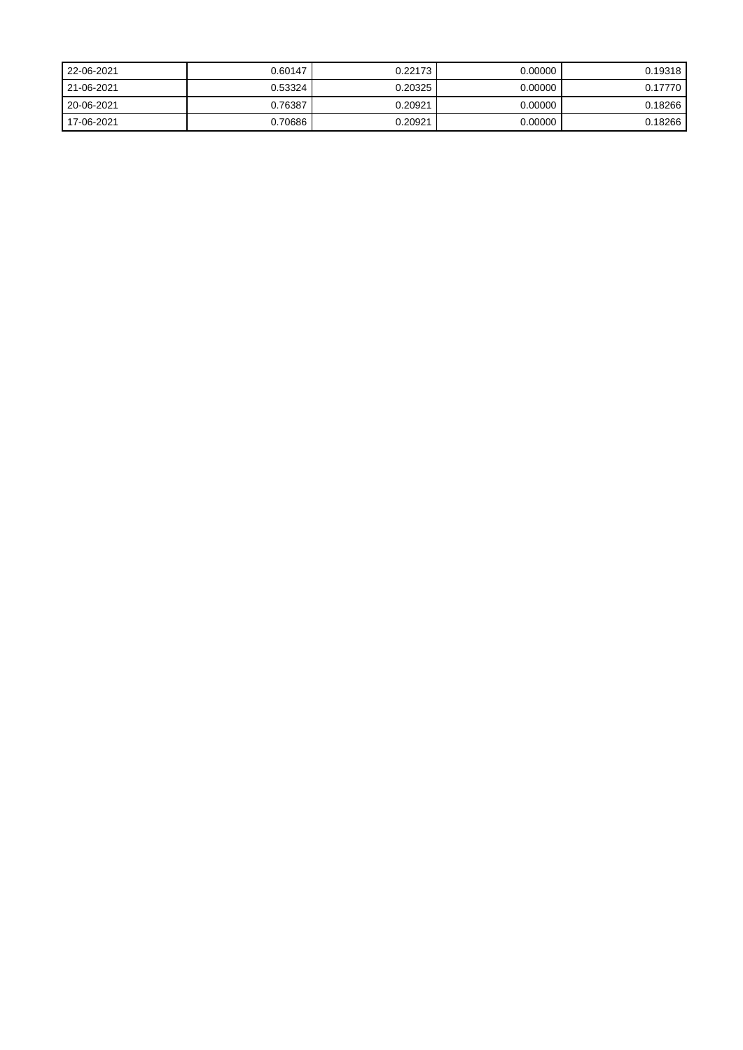| | | | | |
|---|---|---|---|---|
| 22-06-2021 | 0.60147 | 0.22173 | 0.00000 | 0.19318 |
| 21-06-2021 | 0.53324 | 0.20325 | 0.00000 | 0.17770 |
| 20-06-2021 | 0.76387 | 0.20921 | 0.00000 | 0.18266 |
| 17-06-2021 | 0.70686 | 0.20921 | 0.00000 | 0.18266 |